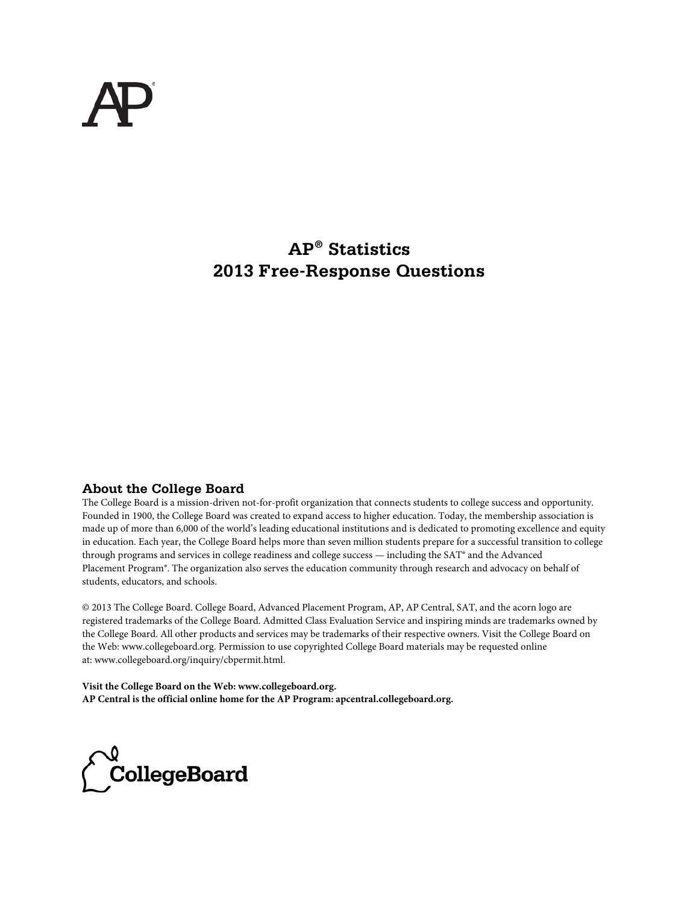# AP® Statistics
# 2013 Free-Response Questions

## About the College Board

The College Board is a mission-driven not-for-profit organization that connects students to college success and opportunity. Founded in 1900, the College Board was created to expand access to higher education. Today, the membership association is made up of more than 6,000 of the world's leading educational institutions and is dedicated to promoting excellence and equity in education. Each year, the College Board helps more than seven million students prepare for a successful transition to college through programs and services in college readiness and college success — including the SAT® and the Advanced Placement Program®. The organization also serves the education community through research and advocacy on behalf of students, educators, and schools.

© 2013 The College Board. College Board, Advanced Placement Program, AP, AP Central, SAT, and the acorn logo are registered trademarks of the College Board. Admitted Class Evaluation Service and inspiring minds are trademarks owned by the College Board. All other products and services may be trademarks of their respective owners. Visit the College Board on the Web: www.collegeboard.org. Permission to use copyrighted College Board materials may be requested online at: www.collegeboard.org/inquiry/cbpermit.html.

**Visit the College Board on the Web: www.collegeboard.org.**
**AP Central is the official online home for the AP Program: apcentral.collegeboard.org.**

CollegeBoard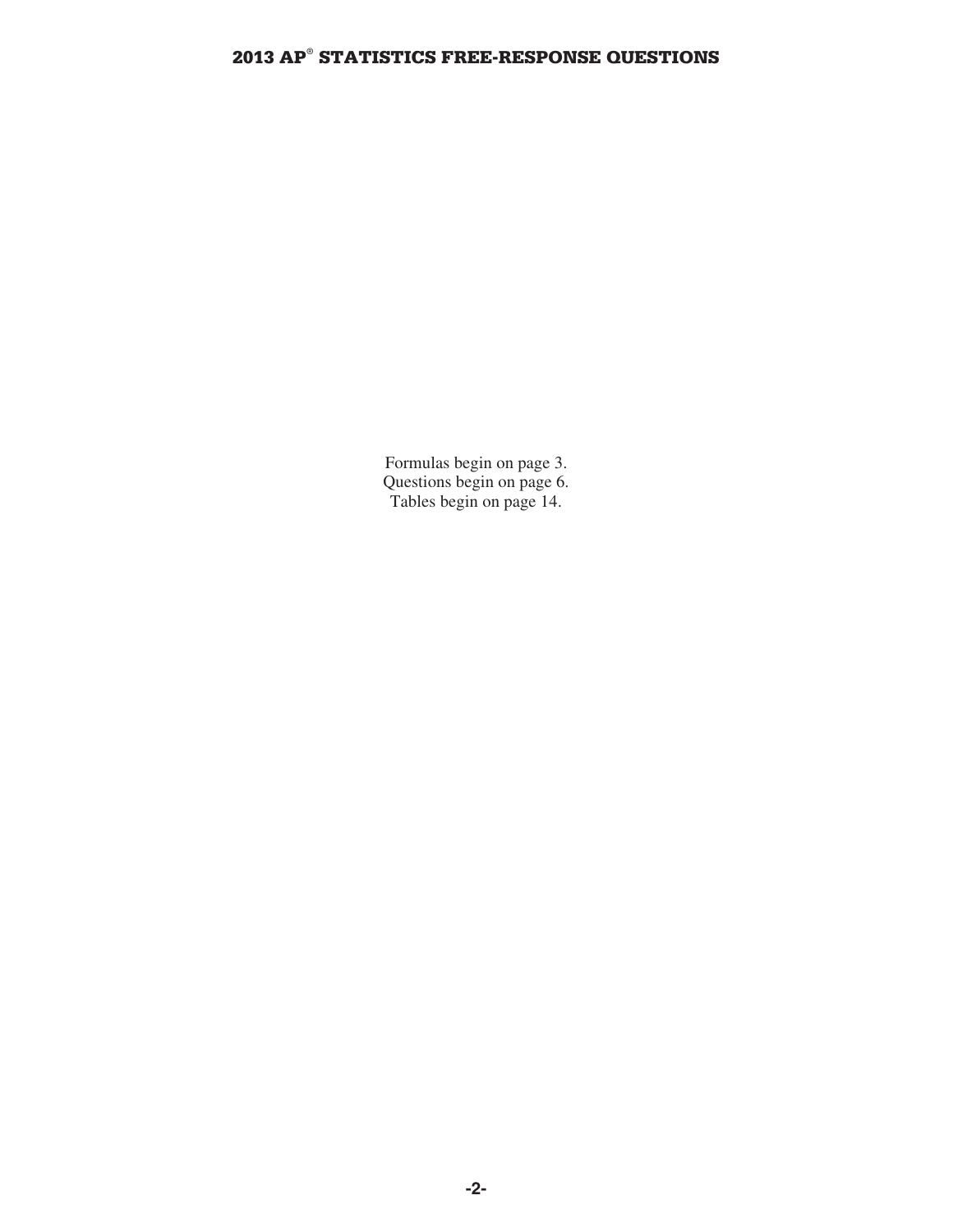Formulas begin on page 3.
Questions begin on page 6.
Tables begin on page 14.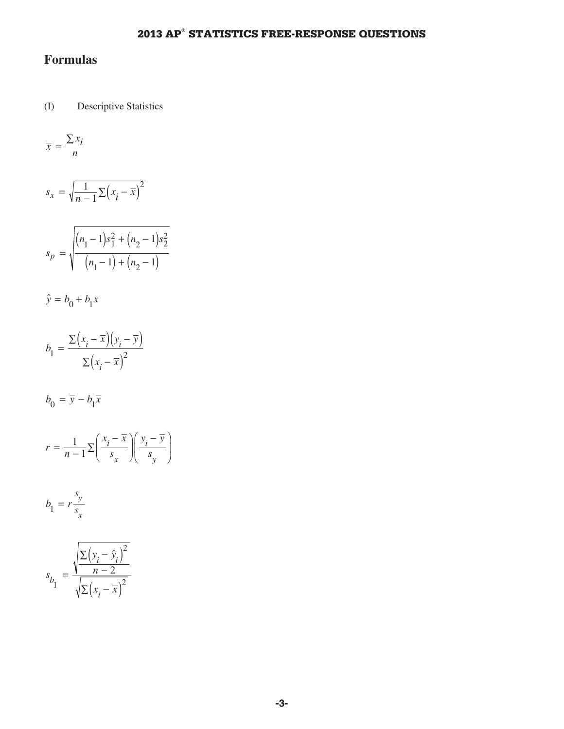# Formulas

(I) Descriptive Statistics

$$\bar{x} = \frac{\sum x_i}{n}$$

$$s_x = \sqrt{\frac{1}{n-1}\sum\left(x_i - \bar{x}\right)^2}$$

$$s_p = \sqrt{\frac{\left(n_1 - 1\right)s_1^2 + \left(n_2 - 1\right)s_2^2}{\left(n_1 - 1\right) + \left(n_2 - 1\right)}}$$

$$\hat{y} = b_0 + b_1 x$$

$$b_1 = \frac{\sum\left(x_i - \bar{x}\right)\left(y_i - \bar{y}\right)}{\sum\left(x_i - \bar{x}\right)^2}$$

$$b_0 = \bar{y} - b_1\bar{x}$$

$$r = \frac{1}{n-1}\sum\left(\frac{x_i - \bar{x}}{s_x}\right)\left(\frac{y_i - \bar{y}}{s_y}\right)$$

$$b_1 = r\frac{s_y}{s_x}$$

$$s_{b_1} = \frac{\sqrt{\frac{\sum\left(y_i - \hat{y}_i\right)^2}{n-2}}}{\sqrt{\sum\left(x_i - \bar{x}\right)^2}}$$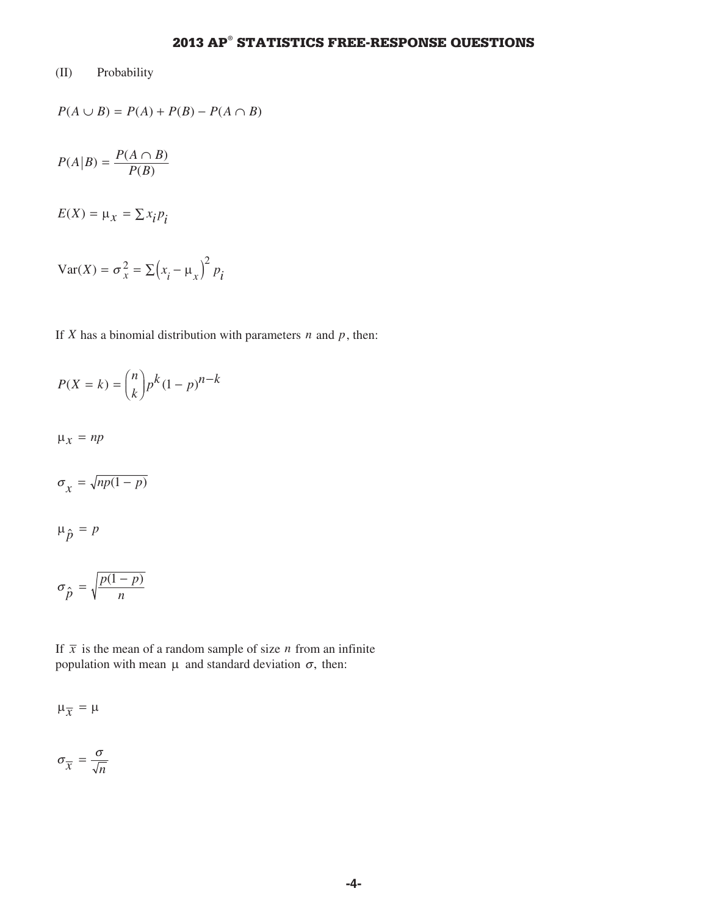(II) Probability

$$P(A \cup B) = P(A) + P(B) - P(A \cap B)$$

$$P(A|B) = \frac{P(A \cap B)}{P(B)}$$

$$E(X) = \mu_x = \sum x_i p_i$$

$$\text{Var}(X) = \sigma_x^2 = \sum \left(x_i - \mu_x\right)^2 p_i$$

If $X$ has a binomial distribution with parameters $n$ and $p$, then:

$$P(X = k) = \binom{n}{k} p^k (1-p)^{n-k}$$

$$\mu_x = np$$

$$\sigma_x = \sqrt{np(1-p)}$$

$$\mu_{\hat{p}} = p$$

$$\sigma_{\hat{p}} = \sqrt{\frac{p(1-p)}{n}}$$

If $\bar{x}$ is the mean of a random sample of size $n$ from an infinite population with mean $\mu$ and standard deviation $\sigma$, then:

$$\mu_{\bar{x}} = \mu$$

$$\sigma_{\bar{x}} = \frac{\sigma}{\sqrt{n}}$$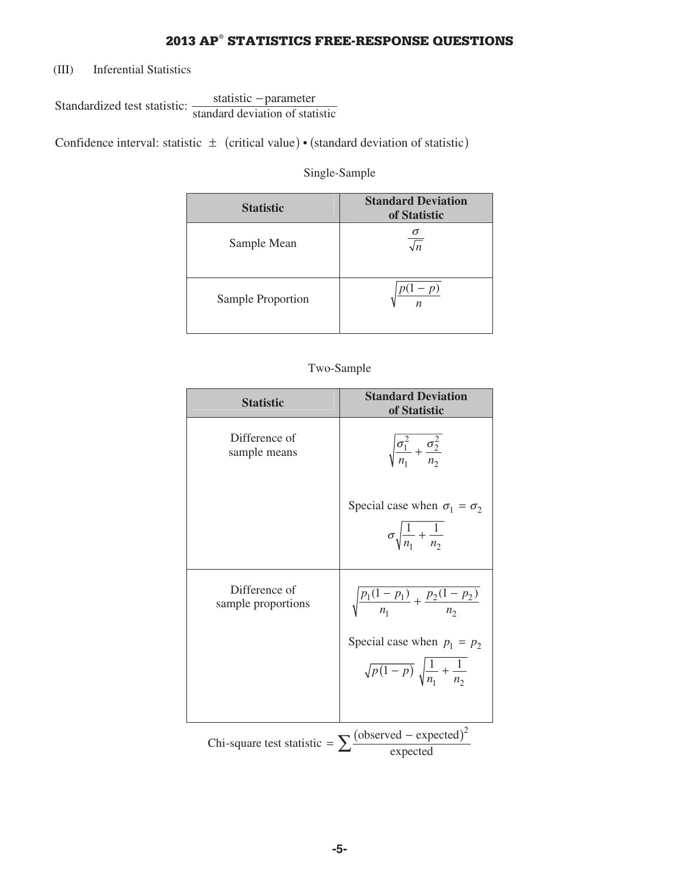(III) Inferential Statistics

Standardized test statistic: $\dfrac{\text{statistic} - \text{parameter}}{\text{standard deviation of statistic}}$

Confidence interval: statistic $\pm$ (critical value) • (standard deviation of statistic)

Single-Sample

| Statistic | Standard Deviation of Statistic |
|---|---|
| Sample Mean | $\dfrac{\sigma}{\sqrt{n}}$ |
| Sample Proportion | $\sqrt{\dfrac{p(1-p)}{n}}$ |

Two-Sample

| Statistic | Standard Deviation of Statistic |
|---|---|
| Difference of sample means | $\sqrt{\dfrac{\sigma_1^2}{n_1} + \dfrac{\sigma_2^2}{n_2}}$ <br> Special case when $\sigma_1 = \sigma_2$ <br> $\sigma\sqrt{\dfrac{1}{n_1} + \dfrac{1}{n_2}}$ |
| Difference of sample proportions | $\sqrt{\dfrac{p_1(1-p_1)}{n_1} + \dfrac{p_2(1-p_2)}{n_2}}$ <br> Special case when $p_1 = p_2$ <br> $\sqrt{p(1-p)}\sqrt{\dfrac{1}{n_1} + \dfrac{1}{n_2}}$ |

Chi-square test statistic $= \sum \dfrac{(\text{observed} - \text{expected})^2}{\text{expected}}$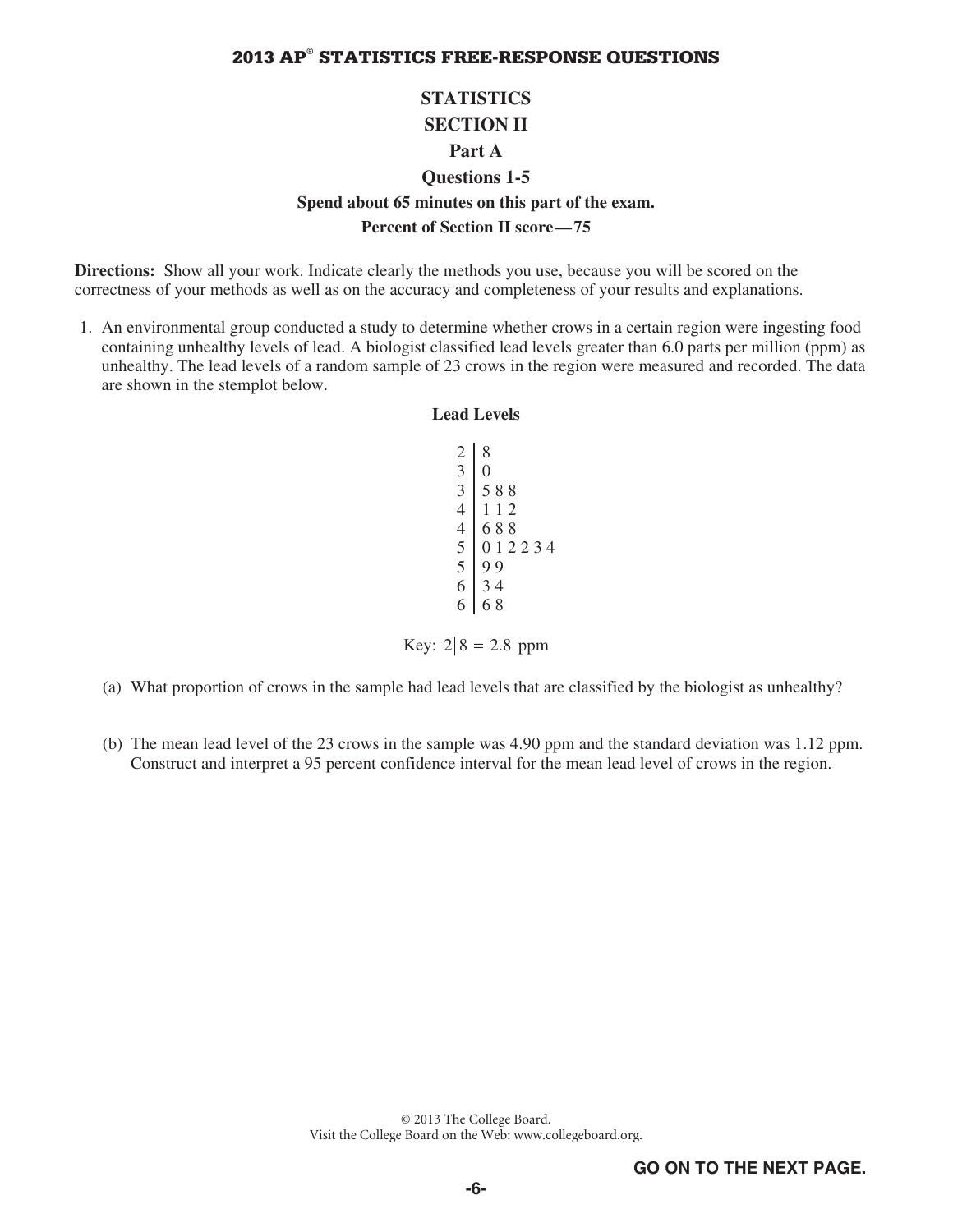## STATISTICS

## SECTION II

### Part A

### Questions 1-5

**Spend about 65 minutes on this part of the exam.**

**Percent of Section II score — 75**

**Directions:** Show all your work. Indicate clearly the methods you use, because you will be scored on the correctness of your methods as well as on the accuracy and completeness of your results and explanations.

1. An environmental group conducted a study to determine whether crows in a certain region were ingesting food containing unhealthy levels of lead. A biologist classified lead levels greater than 6.0 parts per million (ppm) as unhealthy. The lead levels of a random sample of 23 crows in the region were measured and recorded. The data are shown in the stemplot below.

**Lead Levels**

```
2 | 8
3 | 0
3 | 5 8 8
4 | 1 1 2
4 | 6 8 8
5 | 0 1 2 2 3 4
5 | 9 9
6 | 3 4
6 | 6 8
```

Key: $2|8 = 2.8$ ppm

(a) What proportion of crows in the sample had lead levels that are classified by the biologist as unhealthy?

(b) The mean lead level of the 23 crows in the sample was 4.90 ppm and the standard deviation was 1.12 ppm. Construct and interpret a 95 percent confidence interval for the mean lead level of crows in the region.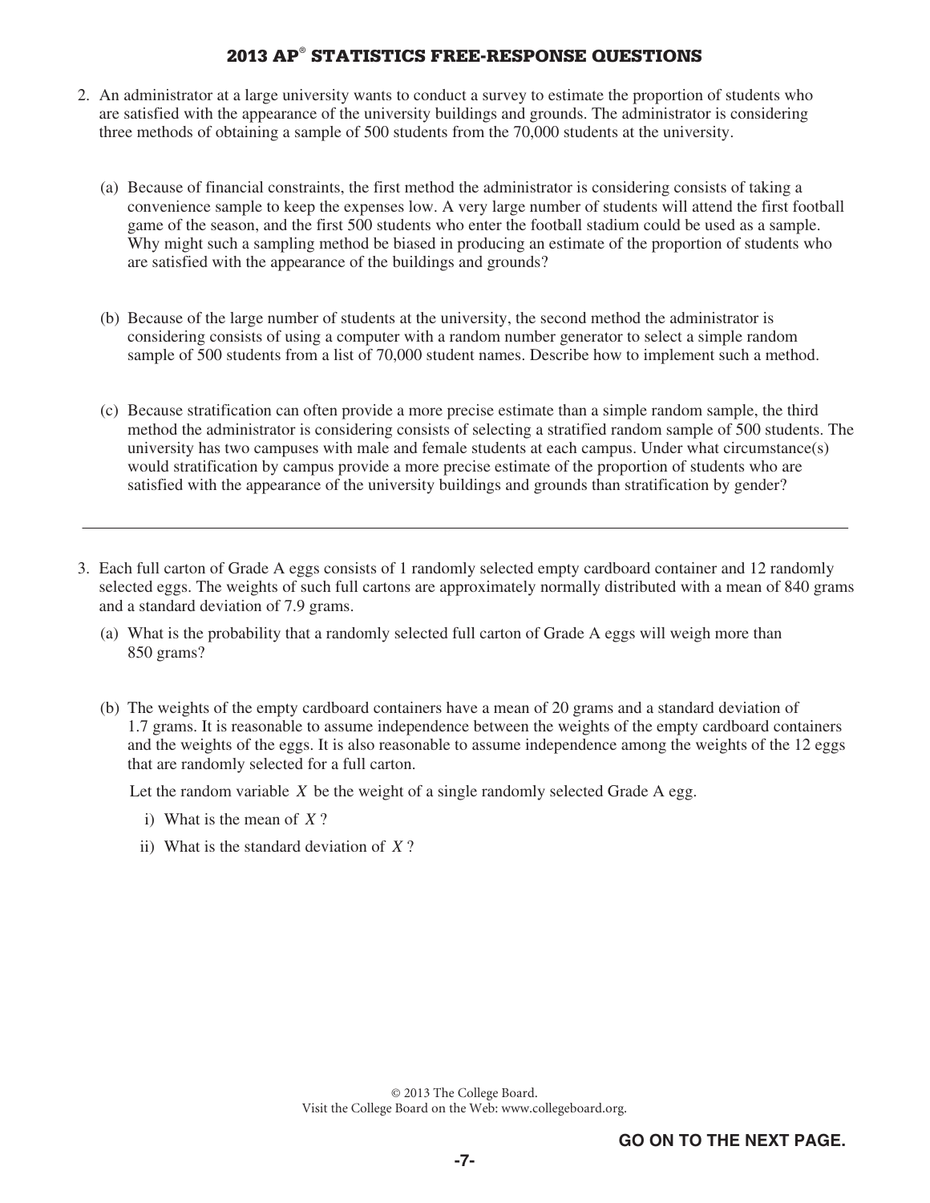2. An administrator at a large university wants to conduct a survey to estimate the proportion of students who are satisfied with the appearance of the university buildings and grounds. The administrator is considering three methods of obtaining a sample of 500 students from the 70,000 students at the university.

   (a) Because of financial constraints, the first method the administrator is considering consists of taking a convenience sample to keep the expenses low. A very large number of students will attend the first football game of the season, and the first 500 students who enter the football stadium could be used as a sample. Why might such a sampling method be biased in producing an estimate of the proportion of students who are satisfied with the appearance of the buildings and grounds?

   (b) Because of the large number of students at the university, the second method the administrator is considering consists of using a computer with a random number generator to select a simple random sample of 500 students from a list of 70,000 student names. Describe how to implement such a method.

   (c) Because stratification can often provide a more precise estimate than a simple random sample, the third method the administrator is considering consists of selecting a stratified random sample of 500 students. The university has two campuses with male and female students at each campus. Under what circumstance(s) would stratification by campus provide a more precise estimate of the proportion of students who are satisfied with the appearance of the university buildings and grounds than stratification by gender?

---

3. Each full carton of Grade A eggs consists of 1 randomly selected empty cardboard container and 12 randomly selected eggs. The weights of such full cartons are approximately normally distributed with a mean of 840 grams and a standard deviation of 7.9 grams.

   (a) What is the probability that a randomly selected full carton of Grade A eggs will weigh more than 850 grams?

   (b) The weights of the empty cardboard containers have a mean of 20 grams and a standard deviation of 1.7 grams. It is reasonable to assume independence between the weights of the empty cardboard containers and the weights of the eggs. It is also reasonable to assume independence among the weights of the 12 eggs that are randomly selected for a full carton.

   Let the random variable $X$ be the weight of a single randomly selected Grade A egg.

      i) What is the mean of $X$?

      ii) What is the standard deviation of $X$?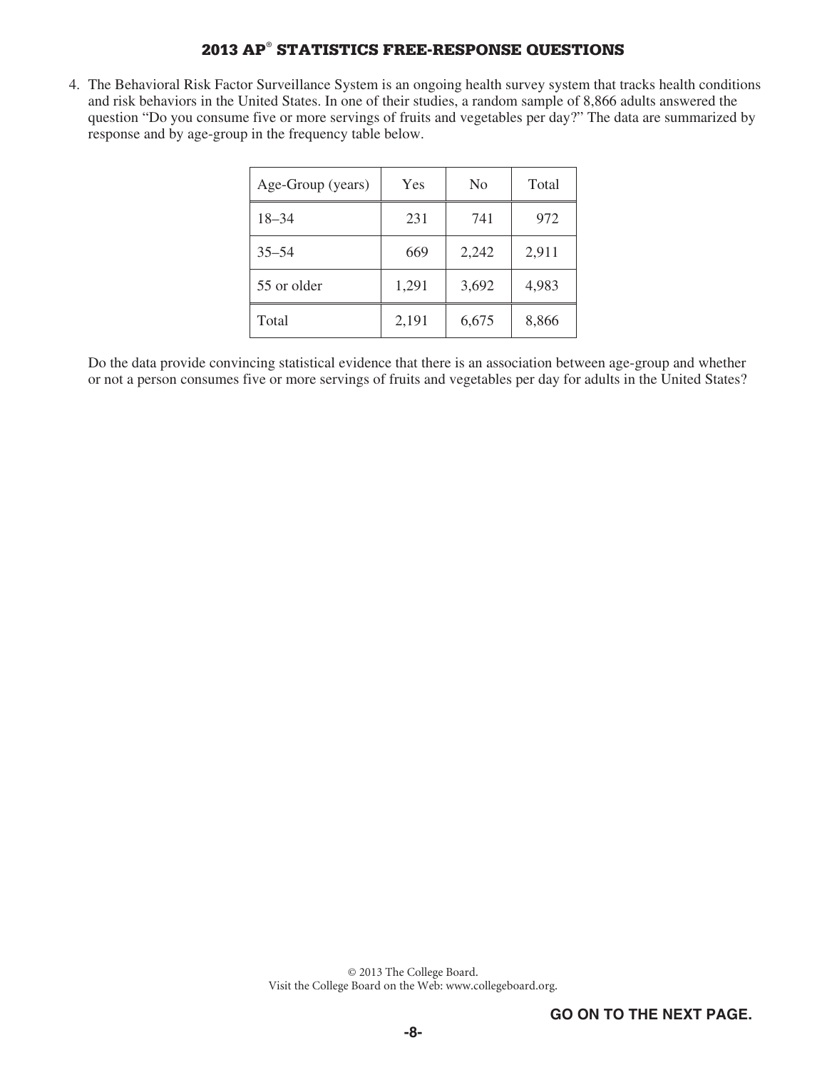4. The Behavioral Risk Factor Surveillance System is an ongoing health survey system that tracks health conditions and risk behaviors in the United States. In one of their studies, a random sample of 8,866 adults answered the question "Do you consume five or more servings of fruits and vegetables per day?" The data are summarized by response and by age-group in the frequency table below.

| Age-Group (years) | Yes | No | Total |
|---|---|---|---|
| 18–34 | 231 | 741 | 972 |
| 35–54 | 669 | 2,242 | 2,911 |
| 55 or older | 1,291 | 3,692 | 4,983 |
| Total | 2,191 | 6,675 | 8,866 |

Do the data provide convincing statistical evidence that there is an association between age-group and whether or not a person consumes five or more servings of fruits and vegetables per day for adults in the United States?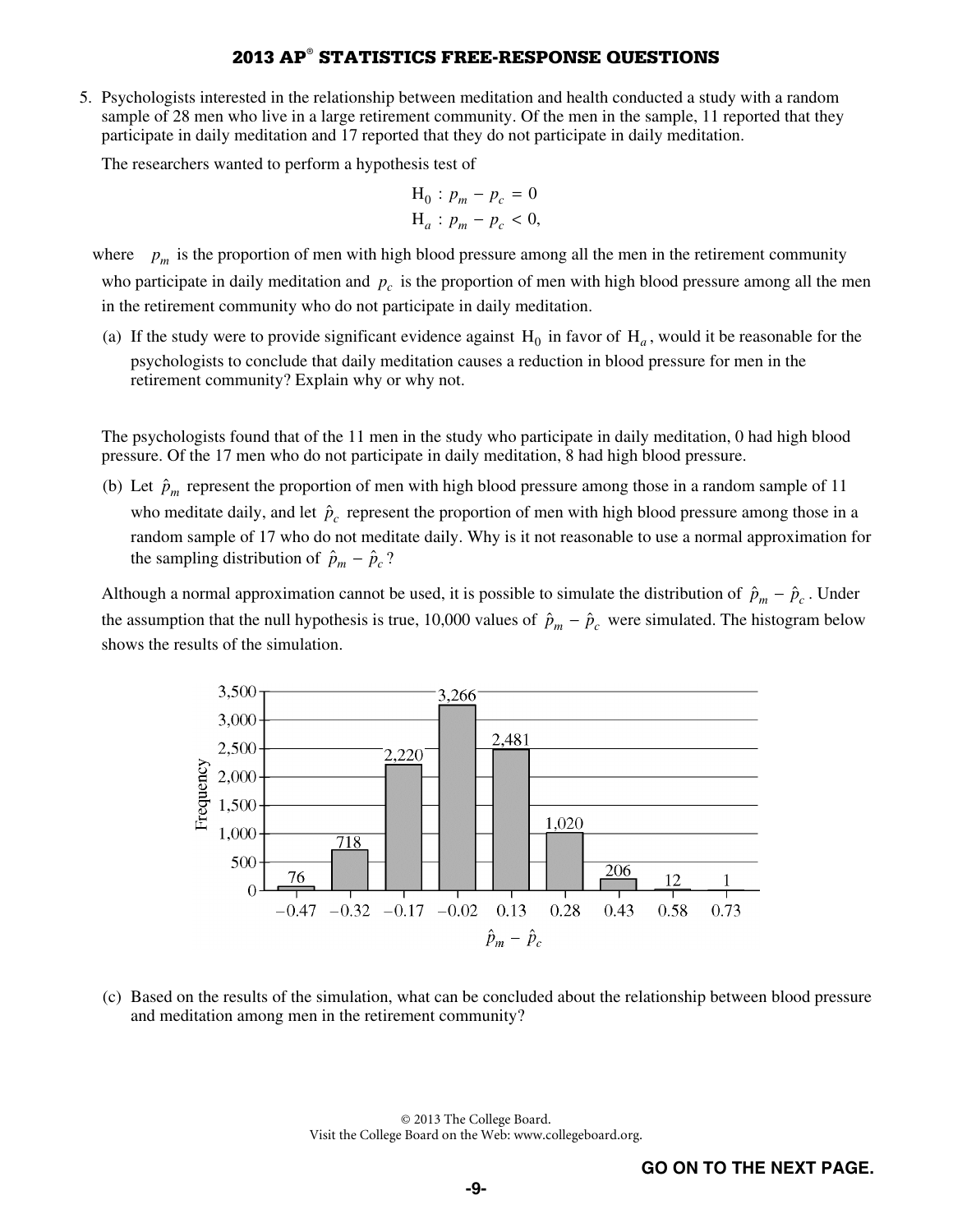5. Psychologists interested in the relationship between meditation and health conducted a study with a random sample of 28 men who live in a large retirement community. Of the men in the sample, 11 reported that they participate in daily meditation and 17 reported that they do not participate in daily meditation.

The researchers wanted to perform a hypothesis test of

$$H_0 : p_m - p_c = 0$$
$$H_a : p_m - p_c < 0,$$

where $p_m$ is the proportion of men with high blood pressure among all the men in the retirement community who participate in daily meditation and $p_c$ is the proportion of men with high blood pressure among all the men in the retirement community who do not participate in daily meditation.

(a) If the study were to provide significant evidence against $H_0$ in favor of $H_a$, would it be reasonable for the psychologists to conclude that daily meditation causes a reduction in blood pressure for men in the retirement community? Explain why or why not.

The psychologists found that of the 11 men in the study who participate in daily meditation, 0 had high blood pressure. Of the 17 men who do not participate in daily meditation, 8 had high blood pressure.

(b) Let $\hat{p}_m$ represent the proportion of men with high blood pressure among those in a random sample of 11 who meditate daily, and let $\hat{p}_c$ represent the proportion of men with high blood pressure among those in a random sample of 17 who do not meditate daily. Why is it not reasonable to use a normal approximation for the sampling distribution of $\hat{p}_m - \hat{p}_c$?

Although a normal approximation cannot be used, it is possible to simulate the distribution of $\hat{p}_m - \hat{p}_c$. Under the assumption that the null hypothesis is true, 10,000 values of $\hat{p}_m - \hat{p}_c$ were simulated. The histogram below shows the results of the simulation.

| $\hat{p}_m - \hat{p}_c$ | Frequency |
|---|---|
| −0.47 | 76 |
| −0.32 | 718 |
| −0.17 | 2,220 |
| −0.02 | 3,266 |
| 0.13 | 2,481 |
| 0.28 | 1,020 |
| 0.43 | 206 |
| 0.58 | 12 |
| 0.73 | 1 |

(c) Based on the results of the simulation, what can be concluded about the relationship between blood pressure and meditation among men in the retirement community?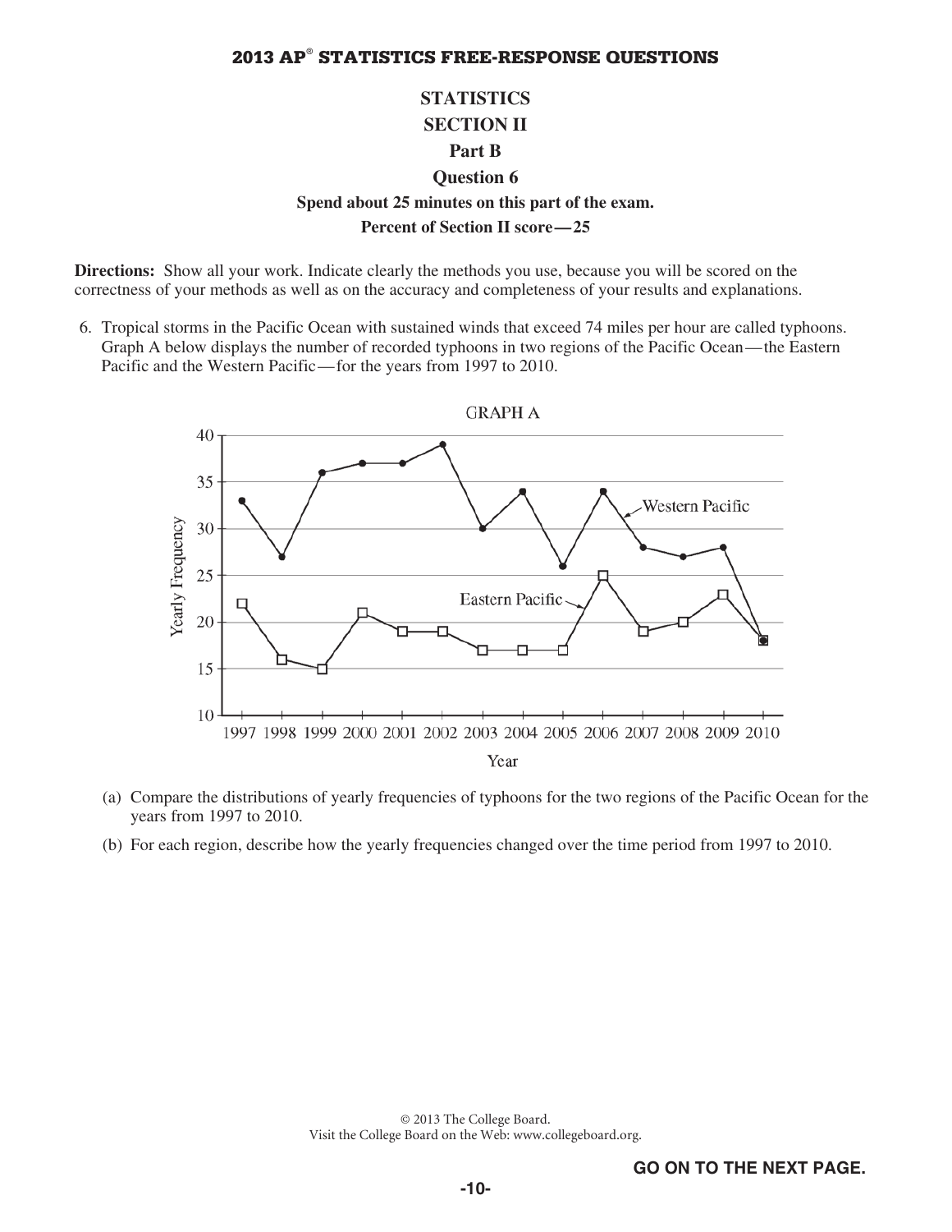# STATISTICS

## SECTION II

### Part B

### Question 6

**Spend about 25 minutes on this part of the exam.**

**Percent of Section II score — 25**

**Directions:** Show all your work. Indicate clearly the methods you use, because you will be scored on the correctness of your methods as well as on the accuracy and completeness of your results and explanations.

6. Tropical storms in the Pacific Ocean with sustained winds that exceed 74 miles per hour are called typhoons. Graph A below displays the number of recorded typhoons in two regions of the Pacific Ocean — the Eastern Pacific and the Western Pacific — for the years from 1997 to 2010.

GRAPH A

(a) Compare the distributions of yearly frequencies of typhoons for the two regions of the Pacific Ocean for the years from 1997 to 2010.

(b) For each region, describe how the yearly frequencies changed over the time period from 1997 to 2010.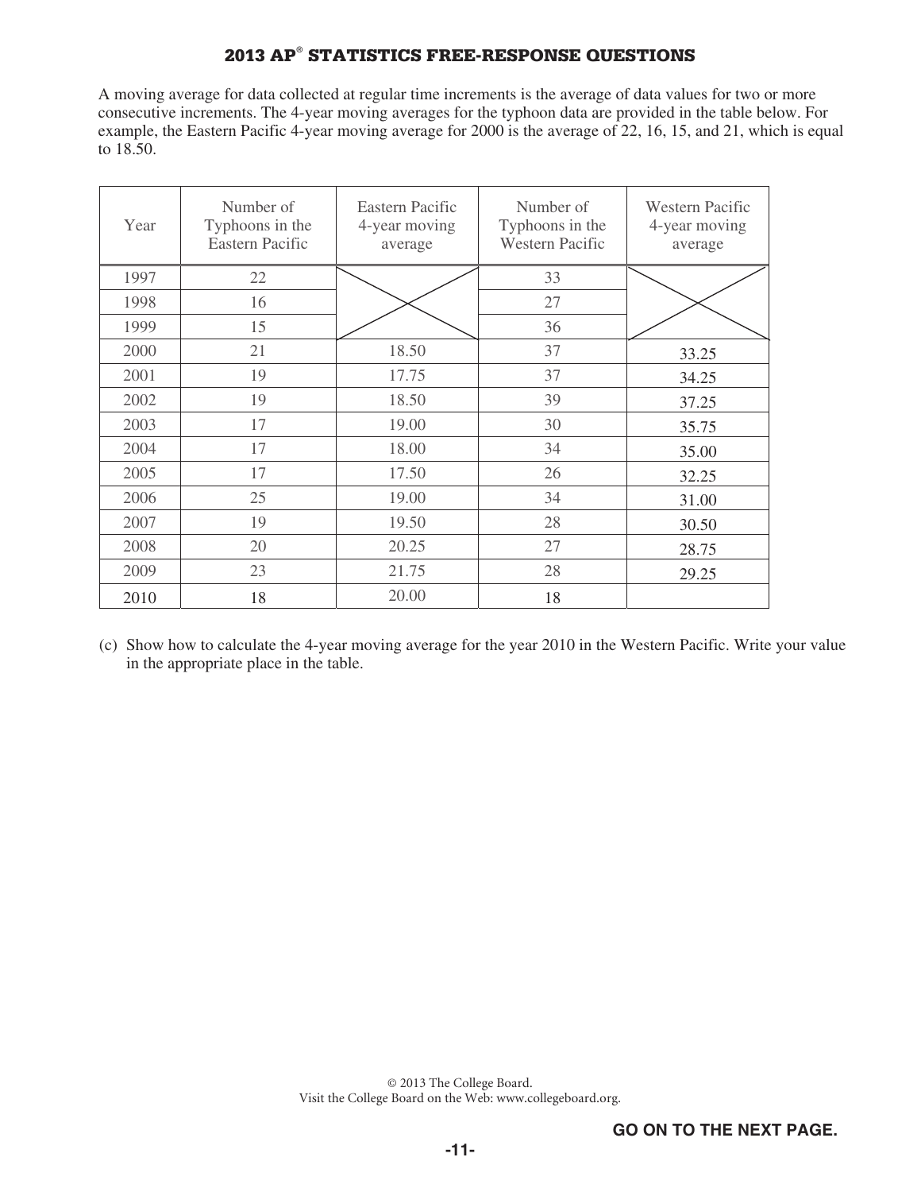A moving average for data collected at regular time increments is the average of data values for two or more consecutive increments. The 4-year moving averages for the typhoon data are provided in the table below. For example, the Eastern Pacific 4-year moving average for 2000 is the average of 22, 16, 15, and 21, which is equal to 18.50.

| Year | Number of Typhoons in the Eastern Pacific | Eastern Pacific 4-year moving average | Number of Typhoons in the Western Pacific | Western Pacific 4-year moving average |
|---|---|---|---|---|
| 1997 | 22 | | 33 | |
| 1998 | 16 | | 27 | |
| 1999 | 15 | | 36 | |
| 2000 | 21 | 18.50 | 37 | 33.25 |
| 2001 | 19 | 17.75 | 37 | 34.25 |
| 2002 | 19 | 18.50 | 39 | 37.25 |
| 2003 | 17 | 19.00 | 30 | 35.75 |
| 2004 | 17 | 18.00 | 34 | 35.00 |
| 2005 | 17 | 17.50 | 26 | 32.25 |
| 2006 | 25 | 19.00 | 34 | 31.00 |
| 2007 | 19 | 19.50 | 28 | 30.50 |
| 2008 | 20 | 20.25 | 27 | 28.75 |
| 2009 | 23 | 21.75 | 28 | 29.25 |
| 2010 | 18 | 20.00 | 18 | |

(c) Show how to calculate the 4-year moving average for the year 2010 in the Western Pacific. Write your value in the appropriate place in the table.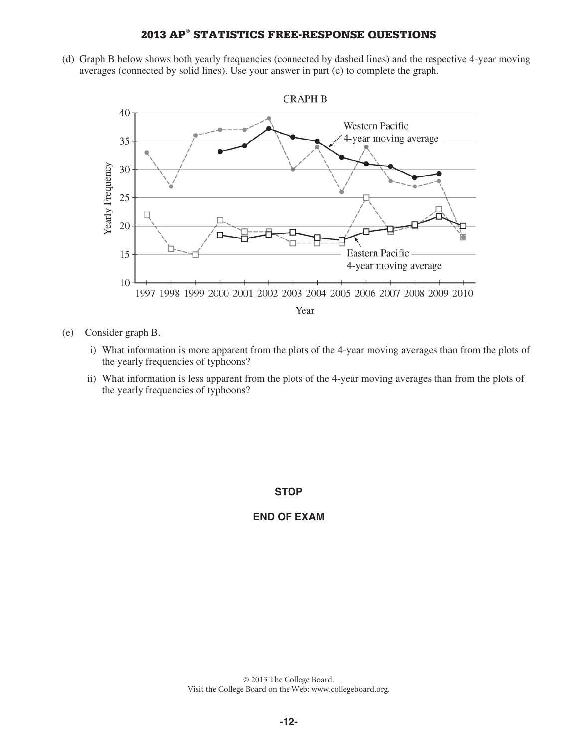(d) Graph B below shows both yearly frequencies (connected by dashed lines) and the respective 4-year moving averages (connected by solid lines). Use your answer in part (c) to complete the graph.

GRAPH B

(e) Consider graph B.

i) What information is more apparent from the plots of the 4-year moving averages than from the plots of the yearly frequencies of typhoons?

ii) What information is less apparent from the plots of the 4-year moving averages than from the plots of the yearly frequencies of typhoons?

**STOP**

**END OF EXAM**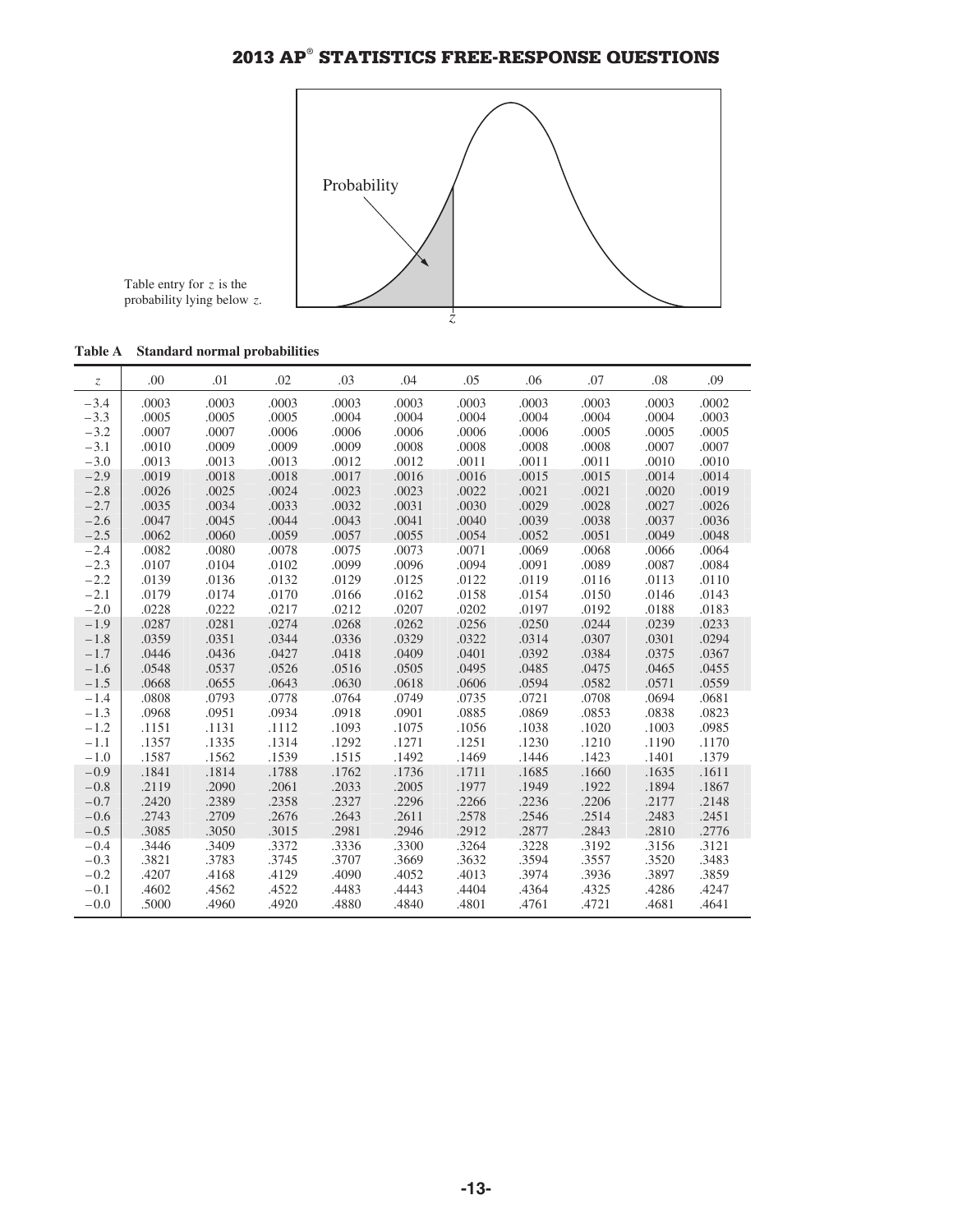Table entry for $z$ is the probability lying below $z$.

**Table A Standard normal probabilities**

| $z$ | .00 | .01 | .02 | .03 | .04 | .05 | .06 | .07 | .08 | .09 |
|---|---|---|---|---|---|---|---|---|---|---|
| −3.4 | .0003 | .0003 | .0003 | .0003 | .0003 | .0003 | .0003 | .0003 | .0003 | .0002 |
| −3.3 | .0005 | .0005 | .0005 | .0004 | .0004 | .0004 | .0004 | .0004 | .0004 | .0003 |
| −3.2 | .0007 | .0007 | .0006 | .0006 | .0006 | .0006 | .0006 | .0005 | .0005 | .0005 |
| −3.1 | .0010 | .0009 | .0009 | .0009 | .0008 | .0008 | .0008 | .0008 | .0007 | .0007 |
| −3.0 | .0013 | .0013 | .0013 | .0012 | .0012 | .0011 | .0011 | .0011 | .0010 | .0010 |
| −2.9 | .0019 | .0018 | .0018 | .0017 | .0016 | .0016 | .0015 | .0015 | .0014 | .0014 |
| −2.8 | .0026 | .0025 | .0024 | .0023 | .0023 | .0022 | .0021 | .0021 | .0020 | .0019 |
| −2.7 | .0035 | .0034 | .0033 | .0032 | .0031 | .0030 | .0029 | .0028 | .0027 | .0026 |
| −2.6 | .0047 | .0045 | .0044 | .0043 | .0041 | .0040 | .0039 | .0038 | .0037 | .0036 |
| −2.5 | .0062 | .0060 | .0059 | .0057 | .0055 | .0054 | .0052 | .0051 | .0049 | .0048 |
| −2.4 | .0082 | .0080 | .0078 | .0075 | .0073 | .0071 | .0069 | .0068 | .0066 | .0064 |
| −2.3 | .0107 | .0104 | .0102 | .0099 | .0096 | .0094 | .0091 | .0089 | .0087 | .0084 |
| −2.2 | .0139 | .0136 | .0132 | .0129 | .0125 | .0122 | .0119 | .0116 | .0113 | .0110 |
| −2.1 | .0179 | .0174 | .0170 | .0166 | .0162 | .0158 | .0154 | .0150 | .0146 | .0143 |
| −2.0 | .0228 | .0222 | .0217 | .0212 | .0207 | .0202 | .0197 | .0192 | .0188 | .0183 |
| −1.9 | .0287 | .0281 | .0274 | .0268 | .0262 | .0256 | .0250 | .0244 | .0239 | .0233 |
| −1.8 | .0359 | .0351 | .0344 | .0336 | .0329 | .0322 | .0314 | .0307 | .0301 | .0294 |
| −1.7 | .0446 | .0436 | .0427 | .0418 | .0409 | .0401 | .0392 | .0384 | .0375 | .0367 |
| −1.6 | .0548 | .0537 | .0526 | .0516 | .0505 | .0495 | .0485 | .0475 | .0465 | .0455 |
| −1.5 | .0668 | .0655 | .0643 | .0630 | .0618 | .0606 | .0594 | .0582 | .0571 | .0559 |
| −1.4 | .0808 | .0793 | .0778 | .0764 | .0749 | .0735 | .0721 | .0708 | .0694 | .0681 |
| −1.3 | .0968 | .0951 | .0934 | .0918 | .0901 | .0885 | .0869 | .0853 | .0838 | .0823 |
| −1.2 | .1151 | .1131 | .1112 | .1093 | .1075 | .1056 | .1038 | .1020 | .1003 | .0985 |
| −1.1 | .1357 | .1335 | .1314 | .1292 | .1271 | .1251 | .1230 | .1210 | .1190 | .1170 |
| −1.0 | .1587 | .1562 | .1539 | .1515 | .1492 | .1469 | .1446 | .1423 | .1401 | .1379 |
| −0.9 | .1841 | .1814 | .1788 | .1762 | .1736 | .1711 | .1685 | .1660 | .1635 | .1611 |
| −0.8 | .2119 | .2090 | .2061 | .2033 | .2005 | .1977 | .1949 | .1922 | .1894 | .1867 |
| −0.7 | .2420 | .2389 | .2358 | .2327 | .2296 | .2266 | .2236 | .2206 | .2177 | .2148 |
| −0.6 | .2743 | .2709 | .2676 | .2643 | .2611 | .2578 | .2546 | .2514 | .2483 | .2451 |
| −0.5 | .3085 | .3050 | .3015 | .2981 | .2946 | .2912 | .2877 | .2843 | .2810 | .2776 |
| −0.4 | .3446 | .3409 | .3372 | .3336 | .3300 | .3264 | .3228 | .3192 | .3156 | .3121 |
| −0.3 | .3821 | .3783 | .3745 | .3707 | .3669 | .3632 | .3594 | .3557 | .3520 | .3483 |
| −0.2 | .4207 | .4168 | .4129 | .4090 | .4052 | .4013 | .3974 | .3936 | .3897 | .3859 |
| −0.1 | .4602 | .4562 | .4522 | .4483 | .4443 | .4404 | .4364 | .4325 | .4286 | .4247 |
| −0.0 | .5000 | .4960 | .4920 | .4880 | .4840 | .4801 | .4761 | .4721 | .4681 | .4641 |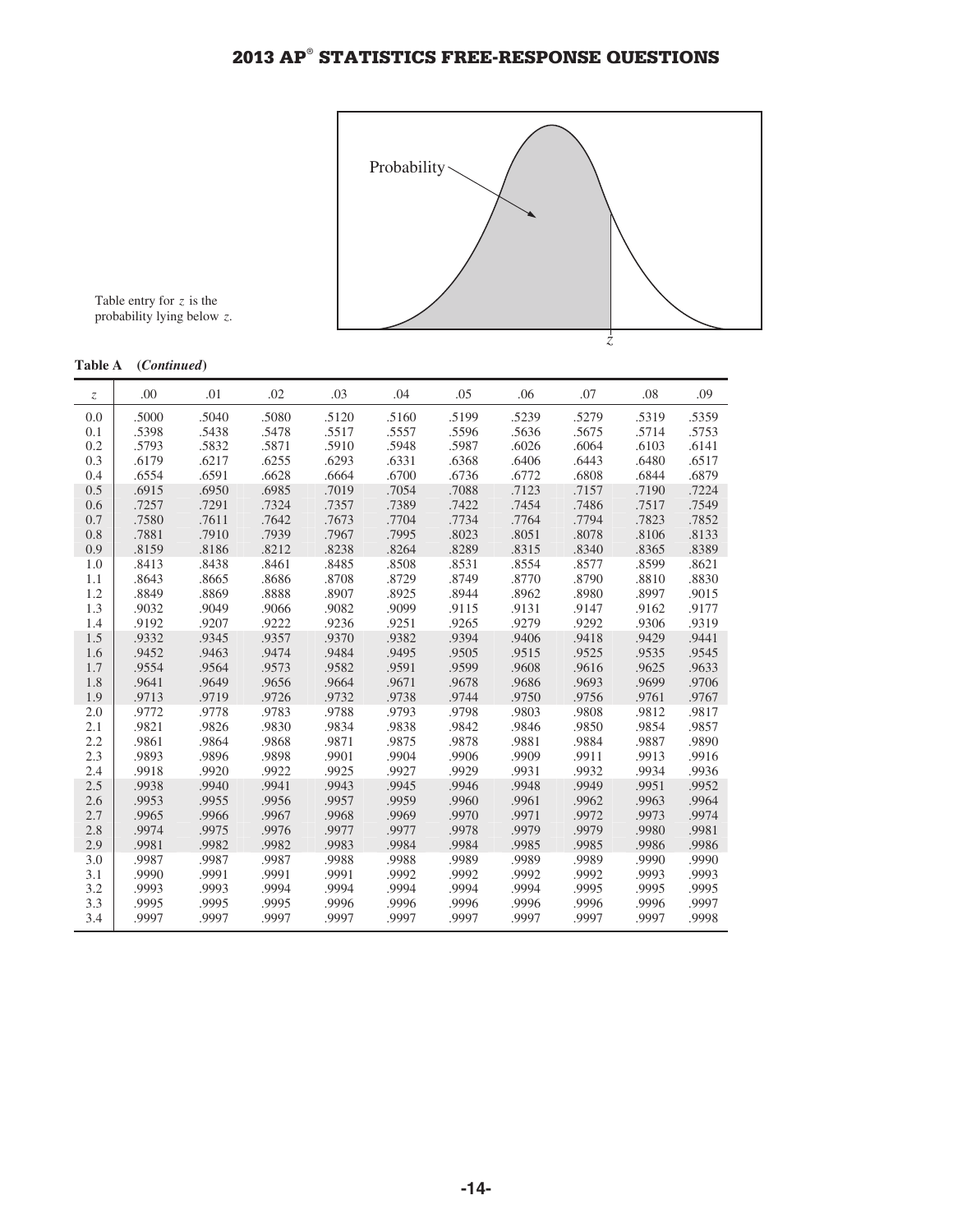Table entry for $z$ is the probability lying below $z$.

**Table A** (***Continued***)

| $z$ | .00 | .01 | .02 | .03 | .04 | .05 | .06 | .07 | .08 | .09 |
|---|---|---|---|---|---|---|---|---|---|---|
| 0.0 | .5000 | .5040 | .5080 | .5120 | .5160 | .5199 | .5239 | .5279 | .5319 | .5359 |
| 0.1 | .5398 | .5438 | .5478 | .5517 | .5557 | .5596 | .5636 | .5675 | .5714 | .5753 |
| 0.2 | .5793 | .5832 | .5871 | .5910 | .5948 | .5987 | .6026 | .6064 | .6103 | .6141 |
| 0.3 | .6179 | .6217 | .6255 | .6293 | .6331 | .6368 | .6406 | .6443 | .6480 | .6517 |
| 0.4 | .6554 | .6591 | .6628 | .6664 | .6700 | .6736 | .6772 | .6808 | .6844 | .6879 |
| 0.5 | .6915 | .6950 | .6985 | .7019 | .7054 | .7088 | .7123 | .7157 | .7190 | .7224 |
| 0.6 | .7257 | .7291 | .7324 | .7357 | .7389 | .7422 | .7454 | .7486 | .7517 | .7549 |
| 0.7 | .7580 | .7611 | .7642 | .7673 | .7704 | .7734 | .7764 | .7794 | .7823 | .7852 |
| 0.8 | .7881 | .7910 | .7939 | .7967 | .7995 | .8023 | .8051 | .8078 | .8106 | .8133 |
| 0.9 | .8159 | .8186 | .8212 | .8238 | .8264 | .8289 | .8315 | .8340 | .8365 | .8389 |
| 1.0 | .8413 | .8438 | .8461 | .8485 | .8508 | .8531 | .8554 | .8577 | .8599 | .8621 |
| 1.1 | .8643 | .8665 | .8686 | .8708 | .8729 | .8749 | .8770 | .8790 | .8810 | .8830 |
| 1.2 | .8849 | .8869 | .8888 | .8907 | .8925 | .8944 | .8962 | .8980 | .8997 | .9015 |
| 1.3 | .9032 | .9049 | .9066 | .9082 | .9099 | .9115 | .9131 | .9147 | .9162 | .9177 |
| 1.4 | .9192 | .9207 | .9222 | .9236 | .9251 | .9265 | .9279 | .9292 | .9306 | .9319 |
| 1.5 | .9332 | .9345 | .9357 | .9370 | .9382 | .9394 | .9406 | .9418 | .9429 | .9441 |
| 1.6 | .9452 | .9463 | .9474 | .9484 | .9495 | .9505 | .9515 | .9525 | .9535 | .9545 |
| 1.7 | .9554 | .9564 | .9573 | .9582 | .9591 | .9599 | .9608 | .9616 | .9625 | .9633 |
| 1.8 | .9641 | .9649 | .9656 | .9664 | .9671 | .9678 | .9686 | .9693 | .9699 | .9706 |
| 1.9 | .9713 | .9719 | .9726 | .9732 | .9738 | .9744 | .9750 | .9756 | .9761 | .9767 |
| 2.0 | .9772 | .9778 | .9783 | .9788 | .9793 | .9798 | .9803 | .9808 | .9812 | .9817 |
| 2.1 | .9821 | .9826 | .9830 | .9834 | .9838 | .9842 | .9846 | .9850 | .9854 | .9857 |
| 2.2 | .9861 | .9864 | .9868 | .9871 | .9875 | .9878 | .9881 | .9884 | .9887 | .9890 |
| 2.3 | .9893 | .9896 | .9898 | .9901 | .9904 | .9906 | .9909 | .9911 | .9913 | .9916 |
| 2.4 | .9918 | .9920 | .9922 | .9925 | .9927 | .9929 | .9931 | .9932 | .9934 | .9936 |
| 2.5 | .9938 | .9940 | .9941 | .9943 | .9945 | .9946 | .9948 | .9949 | .9951 | .9952 |
| 2.6 | .9953 | .9955 | .9956 | .9957 | .9959 | .9960 | .9961 | .9962 | .9963 | .9964 |
| 2.7 | .9965 | .9966 | .9967 | .9968 | .9969 | .9970 | .9971 | .9972 | .9973 | .9974 |
| 2.8 | .9974 | .9975 | .9976 | .9977 | .9977 | .9978 | .9979 | .9979 | .9980 | .9981 |
| 2.9 | .9981 | .9982 | .9982 | .9983 | .9984 | .9984 | .9985 | .9985 | .9986 | .9986 |
| 3.0 | .9987 | .9987 | .9987 | .9988 | .9988 | .9989 | .9989 | .9989 | .9990 | .9990 |
| 3.1 | .9990 | .9991 | .9991 | .9991 | .9992 | .9992 | .9992 | .9992 | .9993 | .9993 |
| 3.2 | .9993 | .9993 | .9994 | .9994 | .9994 | .9994 | .9994 | .9995 | .9995 | .9995 |
| 3.3 | .9995 | .9995 | .9995 | .9996 | .9996 | .9996 | .9996 | .9996 | .9996 | .9997 |
| 3.4 | .9997 | .9997 | .9997 | .9997 | .9997 | .9997 | .9997 | .9997 | .9997 | .9998 |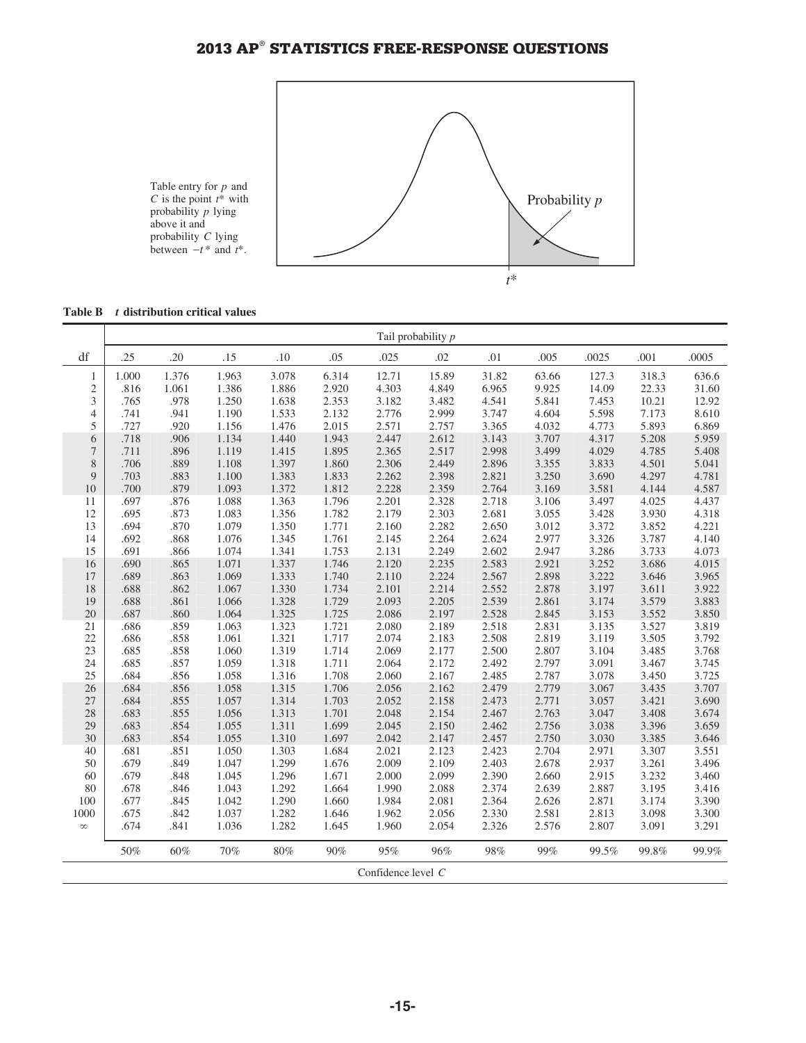Table entry for $p$ and $C$ is the point $t^*$ with probability $p$ lying above it and probability $C$ lying between $-t^*$ and $t^*$.

**Table B** ***t* distribution critical values**

| | Tail probability $p$ | | | | | | | | | | | |
|---|---|---|---|---|---|---|---|---|---|---|---|---|
| df | .25 | .20 | .15 | .10 | .05 | .025 | .02 | .01 | .005 | .0025 | .001 | .0005 |
| 1 | 1.000 | 1.376 | 1.963 | 3.078 | 6.314 | 12.71 | 15.89 | 31.82 | 63.66 | 127.3 | 318.3 | 636.6 |
| 2 | .816 | 1.061 | 1.386 | 1.886 | 2.920 | 4.303 | 4.849 | 6.965 | 9.925 | 14.09 | 22.33 | 31.60 |
| 3 | .765 | .978 | 1.250 | 1.638 | 2.353 | 3.182 | 3.482 | 4.541 | 5.841 | 7.453 | 10.21 | 12.92 |
| 4 | .741 | .941 | 1.190 | 1.533 | 2.132 | 2.776 | 2.999 | 3.747 | 4.604 | 5.598 | 7.173 | 8.610 |
| 5 | .727 | .920 | 1.156 | 1.476 | 2.015 | 2.571 | 2.757 | 3.365 | 4.032 | 4.773 | 5.893 | 6.869 |
| 6 | .718 | .906 | 1.134 | 1.440 | 1.943 | 2.447 | 2.612 | 3.143 | 3.707 | 4.317 | 5.208 | 5.959 |
| 7 | .711 | .896 | 1.119 | 1.415 | 1.895 | 2.365 | 2.517 | 2.998 | 3.499 | 4.029 | 4.785 | 5.408 |
| 8 | .706 | .889 | 1.108 | 1.397 | 1.860 | 2.306 | 2.449 | 2.896 | 3.355 | 3.833 | 4.501 | 5.041 |
| 9 | .703 | .883 | 1.100 | 1.383 | 1.833 | 2.262 | 2.398 | 2.821 | 3.250 | 3.690 | 4.297 | 4.781 |
| 10 | .700 | .879 | 1.093 | 1.372 | 1.812 | 2.228 | 2.359 | 2.764 | 3.169 | 3.581 | 4.144 | 4.587 |
| 11 | .697 | .876 | 1.088 | 1.363 | 1.796 | 2.201 | 2.328 | 2.718 | 3.106 | 3.497 | 4.025 | 4.437 |
| 12 | .695 | .873 | 1.083 | 1.356 | 1.782 | 2.179 | 2.303 | 2.681 | 3.055 | 3.428 | 3.930 | 4.318 |
| 13 | .694 | .870 | 1.079 | 1.350 | 1.771 | 2.160 | 2.282 | 2.650 | 3.012 | 3.372 | 3.852 | 4.221 |
| 14 | .692 | .868 | 1.076 | 1.345 | 1.761 | 2.145 | 2.264 | 2.624 | 2.977 | 3.326 | 3.787 | 4.140 |
| 15 | .691 | .866 | 1.074 | 1.341 | 1.753 | 2.131 | 2.249 | 2.602 | 2.947 | 3.286 | 3.733 | 4.073 |
| 16 | .690 | .865 | 1.071 | 1.337 | 1.746 | 2.120 | 2.235 | 2.583 | 2.921 | 3.252 | 3.686 | 4.015 |
| 17 | .689 | .863 | 1.069 | 1.333 | 1.740 | 2.110 | 2.224 | 2.567 | 2.898 | 3.222 | 3.646 | 3.965 |
| 18 | .688 | .862 | 1.067 | 1.330 | 1.734 | 2.101 | 2.214 | 2.552 | 2.878 | 3.197 | 3.611 | 3.922 |
| 19 | .688 | .861 | 1.066 | 1.328 | 1.729 | 2.093 | 2.205 | 2.539 | 2.861 | 3.174 | 3.579 | 3.883 |
| 20 | .687 | .860 | 1.064 | 1.325 | 1.725 | 2.086 | 2.197 | 2.528 | 2.845 | 3.153 | 3.552 | 3.850 |
| 21 | .686 | .859 | 1.063 | 1.323 | 1.721 | 2.080 | 2.189 | 2.518 | 2.831 | 3.135 | 3.527 | 3.819 |
| 22 | .686 | .858 | 1.061 | 1.321 | 1.717 | 2.074 | 2.183 | 2.508 | 2.819 | 3.119 | 3.505 | 3.792 |
| 23 | .685 | .858 | 1.060 | 1.319 | 1.714 | 2.069 | 2.177 | 2.500 | 2.807 | 3.104 | 3.485 | 3.768 |
| 24 | .685 | .857 | 1.059 | 1.318 | 1.711 | 2.064 | 2.172 | 2.492 | 2.797 | 3.091 | 3.467 | 3.745 |
| 25 | .684 | .856 | 1.058 | 1.316 | 1.708 | 2.060 | 2.167 | 2.485 | 2.787 | 3.078 | 3.450 | 3.725 |
| 26 | .684 | .856 | 1.058 | 1.315 | 1.706 | 2.056 | 2.162 | 2.479 | 2.779 | 3.067 | 3.435 | 3.707 |
| 27 | .684 | .855 | 1.057 | 1.314 | 1.703 | 2.052 | 2.158 | 2.473 | 2.771 | 3.057 | 3.421 | 3.690 |
| 28 | .683 | .855 | 1.056 | 1.313 | 1.701 | 2.048 | 2.154 | 2.467 | 2.763 | 3.047 | 3.408 | 3.674 |
| 29 | .683 | .854 | 1.055 | 1.311 | 1.699 | 2.045 | 2.150 | 2.462 | 2.756 | 3.038 | 3.396 | 3.659 |
| 30 | .683 | .854 | 1.055 | 1.310 | 1.697 | 2.042 | 2.147 | 2.457 | 2.750 | 3.030 | 3.385 | 3.646 |
| 40 | .681 | .851 | 1.050 | 1.303 | 1.684 | 2.021 | 2.123 | 2.423 | 2.704 | 2.971 | 3.307 | 3.551 |
| 50 | .679 | .849 | 1.047 | 1.299 | 1.676 | 2.009 | 2.109 | 2.403 | 2.678 | 2.937 | 3.261 | 3.496 |
| 60 | .679 | .848 | 1.045 | 1.296 | 1.671 | 2.000 | 2.099 | 2.390 | 2.660 | 2.915 | 3.232 | 3.460 |
| 80 | .678 | .846 | 1.043 | 1.292 | 1.664 | 1.990 | 2.088 | 2.374 | 2.639 | 2.887 | 3.195 | 3.416 |
| 100 | .677 | .845 | 1.042 | 1.290 | 1.660 | 1.984 | 2.081 | 2.364 | 2.626 | 2.871 | 3.174 | 3.390 |
| 1000 | .675 | .842 | 1.037 | 1.282 | 1.646 | 1.962 | 2.056 | 2.330 | 2.581 | 2.813 | 3.098 | 3.300 |
| $\infty$ | .674 | .841 | 1.036 | 1.282 | 1.645 | 1.960 | 2.054 | 2.326 | 2.576 | 2.807 | 3.091 | 3.291 |
| | 50% | 60% | 70% | 80% | 90% | 95% | 96% | 98% | 99% | 99.5% | 99.8% | 99.9% |
| | Confidence level $C$ | | | | | | | | | | | |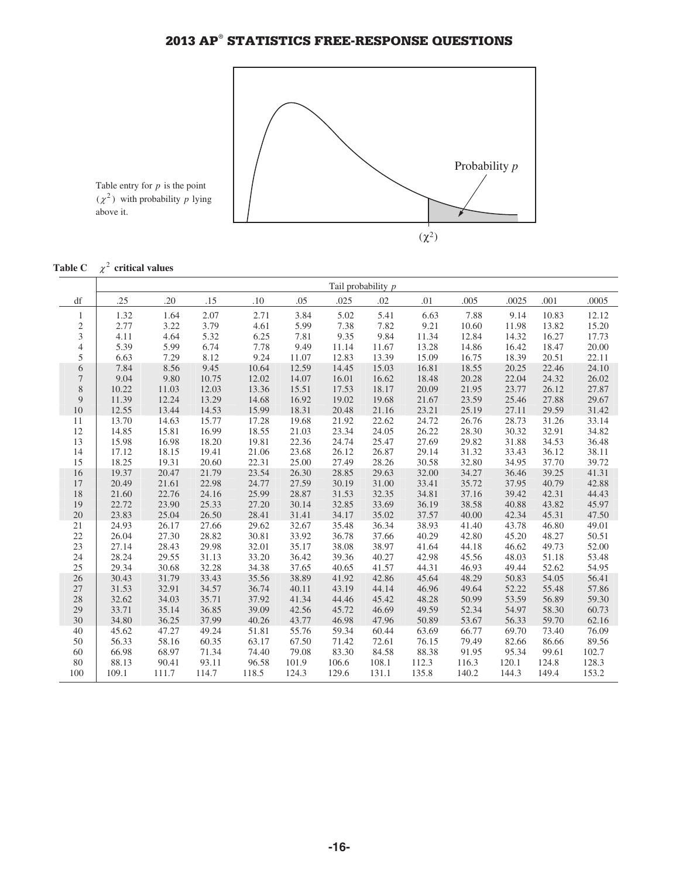Probability $p$

$(\chi^2)$

Table entry for $p$ is the point $(\chi^2)$ with probability $p$ lying above it.

**Table C** $\chi^2$ **critical values**

| | Tail probability $p$ | | | | | | | | | | | |
|---|---|---|---|---|---|---|---|---|---|---|---|---|
| df | .25 | .20 | .15 | .10 | .05 | .025 | .02 | .01 | .005 | .0025 | .001 | .0005 |
| 1 | 1.32 | 1.64 | 2.07 | 2.71 | 3.84 | 5.02 | 5.41 | 6.63 | 7.88 | 9.14 | 10.83 | 12.12 |
| 2 | 2.77 | 3.22 | 3.79 | 4.61 | 5.99 | 7.38 | 7.82 | 9.21 | 10.60 | 11.98 | 13.82 | 15.20 |
| 3 | 4.11 | 4.64 | 5.32 | 6.25 | 7.81 | 9.35 | 9.84 | 11.34 | 12.84 | 14.32 | 16.27 | 17.73 |
| 4 | 5.39 | 5.99 | 6.74 | 7.78 | 9.49 | 11.14 | 11.67 | 13.28 | 14.86 | 16.42 | 18.47 | 20.00 |
| 5 | 6.63 | 7.29 | 8.12 | 9.24 | 11.07 | 12.83 | 13.39 | 15.09 | 16.75 | 18.39 | 20.51 | 22.11 |
| 6 | 7.84 | 8.56 | 9.45 | 10.64 | 12.59 | 14.45 | 15.03 | 16.81 | 18.55 | 20.25 | 22.46 | 24.10 |
| 7 | 9.04 | 9.80 | 10.75 | 12.02 | 14.07 | 16.01 | 16.62 | 18.48 | 20.28 | 22.04 | 24.32 | 26.02 |
| 8 | 10.22 | 11.03 | 12.03 | 13.36 | 15.51 | 17.53 | 18.17 | 20.09 | 21.95 | 23.77 | 26.12 | 27.87 |
| 9 | 11.39 | 12.24 | 13.29 | 14.68 | 16.92 | 19.02 | 19.68 | 21.67 | 23.59 | 25.46 | 27.88 | 29.67 |
| 10 | 12.55 | 13.44 | 14.53 | 15.99 | 18.31 | 20.48 | 21.16 | 23.21 | 25.19 | 27.11 | 29.59 | 31.42 |
| 11 | 13.70 | 14.63 | 15.77 | 17.28 | 19.68 | 21.92 | 22.62 | 24.72 | 26.76 | 28.73 | 31.26 | 33.14 |
| 12 | 14.85 | 15.81 | 16.99 | 18.55 | 21.03 | 23.34 | 24.05 | 26.22 | 28.30 | 30.32 | 32.91 | 34.82 |
| 13 | 15.98 | 16.98 | 18.20 | 19.81 | 22.36 | 24.74 | 25.47 | 27.69 | 29.82 | 31.88 | 34.53 | 36.48 |
| 14 | 17.12 | 18.15 | 19.41 | 21.06 | 23.68 | 26.12 | 26.87 | 29.14 | 31.32 | 33.43 | 36.12 | 38.11 |
| 15 | 18.25 | 19.31 | 20.60 | 22.31 | 25.00 | 27.49 | 28.26 | 30.58 | 32.80 | 34.95 | 37.70 | 39.72 |
| 16 | 19.37 | 20.47 | 21.79 | 23.54 | 26.30 | 28.85 | 29.63 | 32.00 | 34.27 | 36.46 | 39.25 | 41.31 |
| 17 | 20.49 | 21.61 | 22.98 | 24.77 | 27.59 | 30.19 | 31.00 | 33.41 | 35.72 | 37.95 | 40.79 | 42.88 |
| 18 | 21.60 | 22.76 | 24.16 | 25.99 | 28.87 | 31.53 | 32.35 | 34.81 | 37.16 | 39.42 | 42.31 | 44.43 |
| 19 | 22.72 | 23.90 | 25.33 | 27.20 | 30.14 | 32.85 | 33.69 | 36.19 | 38.58 | 40.88 | 43.82 | 45.97 |
| 20 | 23.83 | 25.04 | 26.50 | 28.41 | 31.41 | 34.17 | 35.02 | 37.57 | 40.00 | 42.34 | 45.31 | 47.50 |
| 21 | 24.93 | 26.17 | 27.66 | 29.62 | 32.67 | 35.48 | 36.34 | 38.93 | 41.40 | 43.78 | 46.80 | 49.01 |
| 22 | 26.04 | 27.30 | 28.82 | 30.81 | 33.92 | 36.78 | 37.66 | 40.29 | 42.80 | 45.20 | 48.27 | 50.51 |
| 23 | 27.14 | 28.43 | 29.98 | 32.01 | 35.17 | 38.08 | 38.97 | 41.64 | 44.18 | 46.62 | 49.73 | 52.00 |
| 24 | 28.24 | 29.55 | 31.13 | 33.20 | 36.42 | 39.36 | 40.27 | 42.98 | 45.56 | 48.03 | 51.18 | 53.48 |
| 25 | 29.34 | 30.68 | 32.28 | 34.38 | 37.65 | 40.65 | 41.57 | 44.31 | 46.93 | 49.44 | 52.62 | 54.95 |
| 26 | 30.43 | 31.79 | 33.43 | 35.56 | 38.89 | 41.92 | 42.86 | 45.64 | 48.29 | 50.83 | 54.05 | 56.41 |
| 27 | 31.53 | 32.91 | 34.57 | 36.74 | 40.11 | 43.19 | 44.14 | 46.96 | 49.64 | 52.22 | 55.48 | 57.86 |
| 28 | 32.62 | 34.03 | 35.71 | 37.92 | 41.34 | 44.46 | 45.42 | 48.28 | 50.99 | 53.59 | 56.89 | 59.30 |
| 29 | 33.71 | 35.14 | 36.85 | 39.09 | 42.56 | 45.72 | 46.69 | 49.59 | 52.34 | 54.97 | 58.30 | 60.73 |
| 30 | 34.80 | 36.25 | 37.99 | 40.26 | 43.77 | 46.98 | 47.96 | 50.89 | 53.67 | 56.33 | 59.70 | 62.16 |
| 40 | 45.62 | 47.27 | 49.24 | 51.81 | 55.76 | 59.34 | 60.44 | 63.69 | 66.77 | 69.70 | 73.40 | 76.09 |
| 50 | 56.33 | 58.16 | 60.35 | 63.17 | 67.50 | 71.42 | 72.61 | 76.15 | 79.49 | 82.66 | 86.66 | 89.56 |
| 60 | 66.98 | 68.97 | 71.34 | 74.40 | 79.08 | 83.30 | 84.58 | 88.38 | 91.95 | 95.34 | 99.61 | 102.7 |
| 80 | 88.13 | 90.41 | 93.11 | 96.58 | 101.9 | 106.6 | 108.1 | 112.3 | 116.3 | 120.1 | 124.8 | 128.3 |
| 100 | 109.1 | 111.7 | 114.7 | 118.5 | 124.3 | 129.6 | 131.1 | 135.8 | 140.2 | 144.3 | 149.4 | 153.2 |